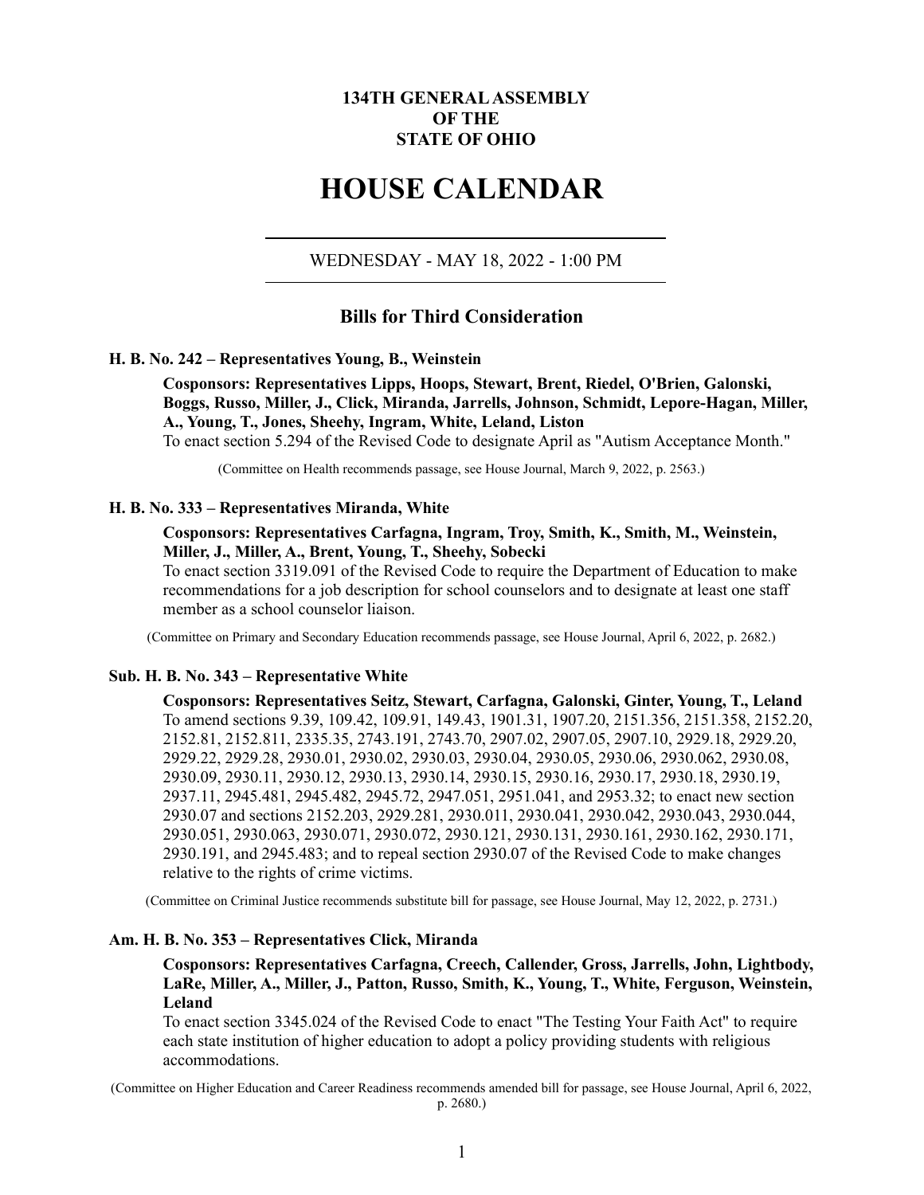**134TH GENERAL ASSEMBLY**
**OF THE**
**STATE OF OHIO**

# HOUSE CALENDAR

WEDNESDAY - MAY 18, 2022 - 1:00 PM

## Bills for Third Consideration

### H. B. No. 242 – Representatives Young, B., Weinstein

**Cosponsors: Representatives Lipps, Hoops, Stewart, Brent, Riedel, O'Brien, Galonski, Boggs, Russo, Miller, J., Click, Miranda, Jarrells, Johnson, Schmidt, Lepore-Hagan, Miller, A., Young, T., Jones, Sheehy, Ingram, White, Leland, Liston**

To enact section 5.294 of the Revised Code to designate April as "Autism Acceptance Month."

(Committee on Health recommends passage, see House Journal, March 9, 2022, p. 2563.)

### H. B. No. 333 – Representatives Miranda, White

**Cosponsors: Representatives Carfagna, Ingram, Troy, Smith, K., Smith, M., Weinstein, Miller, J., Miller, A., Brent, Young, T., Sheehy, Sobecki**

To enact section 3319.091 of the Revised Code to require the Department of Education to make recommendations for a job description for school counselors and to designate at least one staff member as a school counselor liaison.

(Committee on Primary and Secondary Education recommends passage, see House Journal, April 6, 2022, p. 2682.)

### Sub. H. B. No. 343 – Representative White

**Cosponsors: Representatives Seitz, Stewart, Carfagna, Galonski, Ginter, Young, T., Leland**

To amend sections 9.39, 109.42, 109.91, 149.43, 1901.31, 1907.20, 2151.356, 2151.358, 2152.20, 2152.81, 2152.811, 2335.35, 2743.191, 2743.70, 2907.02, 2907.05, 2907.10, 2929.18, 2929.20, 2929.22, 2929.28, 2930.01, 2930.02, 2930.03, 2930.04, 2930.05, 2930.06, 2930.062, 2930.08, 2930.09, 2930.11, 2930.12, 2930.13, 2930.14, 2930.15, 2930.16, 2930.17, 2930.18, 2930.19, 2937.11, 2945.481, 2945.482, 2945.72, 2947.051, 2951.041, and 2953.32; to enact new section 2930.07 and sections 2152.203, 2929.281, 2930.011, 2930.041, 2930.042, 2930.043, 2930.044, 2930.051, 2930.063, 2930.071, 2930.072, 2930.121, 2930.131, 2930.161, 2930.162, 2930.171, 2930.191, and 2945.483; and to repeal section 2930.07 of the Revised Code to make changes relative to the rights of crime victims.

(Committee on Criminal Justice recommends substitute bill for passage, see House Journal, May 12, 2022, p. 2731.)

### Am. H. B. No. 353 – Representatives Click, Miranda

**Cosponsors: Representatives Carfagna, Creech, Callender, Gross, Jarrells, John, Lightbody, LaRe, Miller, A., Miller, J., Patton, Russo, Smith, K., Young, T., White, Ferguson, Weinstein, Leland**

To enact section 3345.024 of the Revised Code to enact "The Testing Your Faith Act" to require each state institution of higher education to adopt a policy providing students with religious accommodations.

(Committee on Higher Education and Career Readiness recommends amended bill for passage, see House Journal, April 6, 2022, p. 2680.)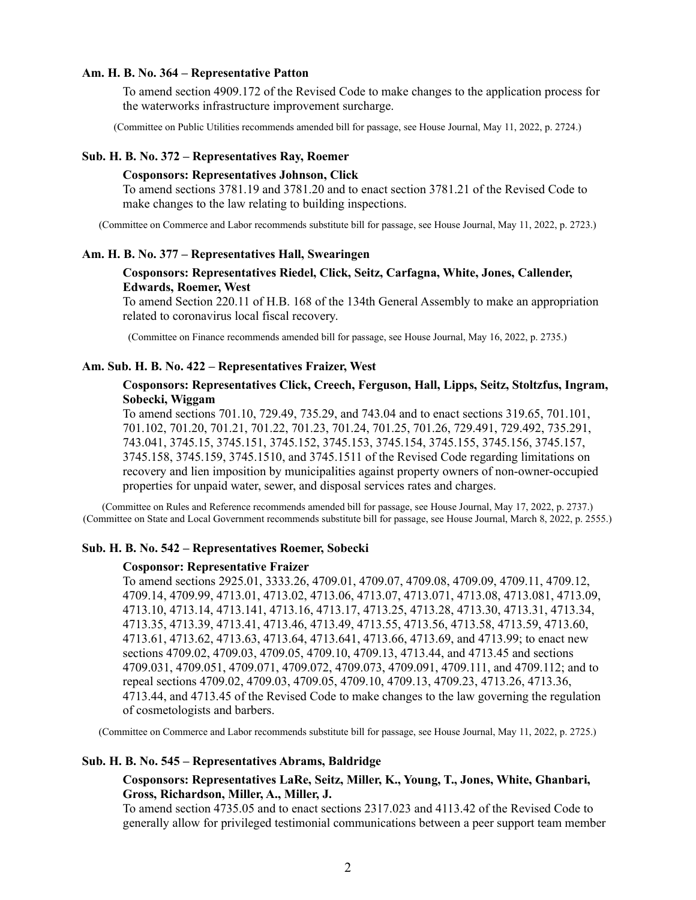**Am. H. B. No. 364 – Representative Patton**

To amend section 4909.172 of the Revised Code to make changes to the application process for the waterworks infrastructure improvement surcharge.

(Committee on Public Utilities recommends amended bill for passage, see House Journal, May 11, 2022, p. 2724.)

**Sub. H. B. No. 372 – Representatives Ray, Roemer**

**Cosponsors: Representatives Johnson, Click**

To amend sections 3781.19 and 3781.20 and to enact section 3781.21 of the Revised Code to make changes to the law relating to building inspections.

(Committee on Commerce and Labor recommends substitute bill for passage, see House Journal, May 11, 2022, p. 2723.)

**Am. H. B. No. 377 – Representatives Hall, Swearingen**

**Cosponsors: Representatives Riedel, Click, Seitz, Carfagna, White, Jones, Callender, Edwards, Roemer, West**

To amend Section 220.11 of H.B. 168 of the 134th General Assembly to make an appropriation related to coronavirus local fiscal recovery.

(Committee on Finance recommends amended bill for passage, see House Journal, May 16, 2022, p. 2735.)

**Am. Sub. H. B. No. 422 – Representatives Fraizer, West**

**Cosponsors: Representatives Click, Creech, Ferguson, Hall, Lipps, Seitz, Stoltzfus, Ingram, Sobecki, Wiggam**

To amend sections 701.10, 729.49, 735.29, and 743.04 and to enact sections 319.65, 701.101, 701.102, 701.20, 701.21, 701.22, 701.23, 701.24, 701.25, 701.26, 729.491, 729.492, 735.291, 743.041, 3745.15, 3745.151, 3745.152, 3745.153, 3745.154, 3745.155, 3745.156, 3745.157, 3745.158, 3745.159, 3745.1510, and 3745.1511 of the Revised Code regarding limitations on recovery and lien imposition by municipalities against property owners of non-owner-occupied properties for unpaid water, sewer, and disposal services rates and charges.

(Committee on Rules and Reference recommends amended bill for passage, see House Journal, May 17, 2022, p. 2737.)
(Committee on State and Local Government recommends substitute bill for passage, see House Journal, March 8, 2022, p. 2555.)

**Sub. H. B. No. 542 – Representatives Roemer, Sobecki**

**Cosponsor: Representative Fraizer**

To amend sections 2925.01, 3333.26, 4709.01, 4709.07, 4709.08, 4709.09, 4709.11, 4709.12, 4709.14, 4709.99, 4713.01, 4713.02, 4713.06, 4713.07, 4713.071, 4713.08, 4713.081, 4713.09, 4713.10, 4713.14, 4713.141, 4713.16, 4713.17, 4713.25, 4713.28, 4713.30, 4713.31, 4713.34, 4713.35, 4713.39, 4713.41, 4713.46, 4713.49, 4713.55, 4713.56, 4713.58, 4713.59, 4713.60, 4713.61, 4713.62, 4713.63, 4713.64, 4713.641, 4713.66, 4713.69, and 4713.99; to enact new sections 4709.02, 4709.03, 4709.05, 4709.10, 4709.13, 4713.44, and 4713.45 and sections 4709.031, 4709.051, 4709.071, 4709.072, 4709.073, 4709.091, 4709.111, and 4709.112; and to repeal sections 4709.02, 4709.03, 4709.05, 4709.10, 4709.13, 4709.23, 4713.26, 4713.36, 4713.44, and 4713.45 of the Revised Code to make changes to the law governing the regulation of cosmetologists and barbers.

(Committee on Commerce and Labor recommends substitute bill for passage, see House Journal, May 11, 2022, p. 2725.)

**Sub. H. B. No. 545 – Representatives Abrams, Baldridge**

**Cosponsors: Representatives LaRe, Seitz, Miller, K., Young, T., Jones, White, Ghanbari, Gross, Richardson, Miller, A., Miller, J.**

To amend section 4735.05 and to enact sections 2317.023 and 4113.42 of the Revised Code to generally allow for privileged testimonial communications between a peer support team member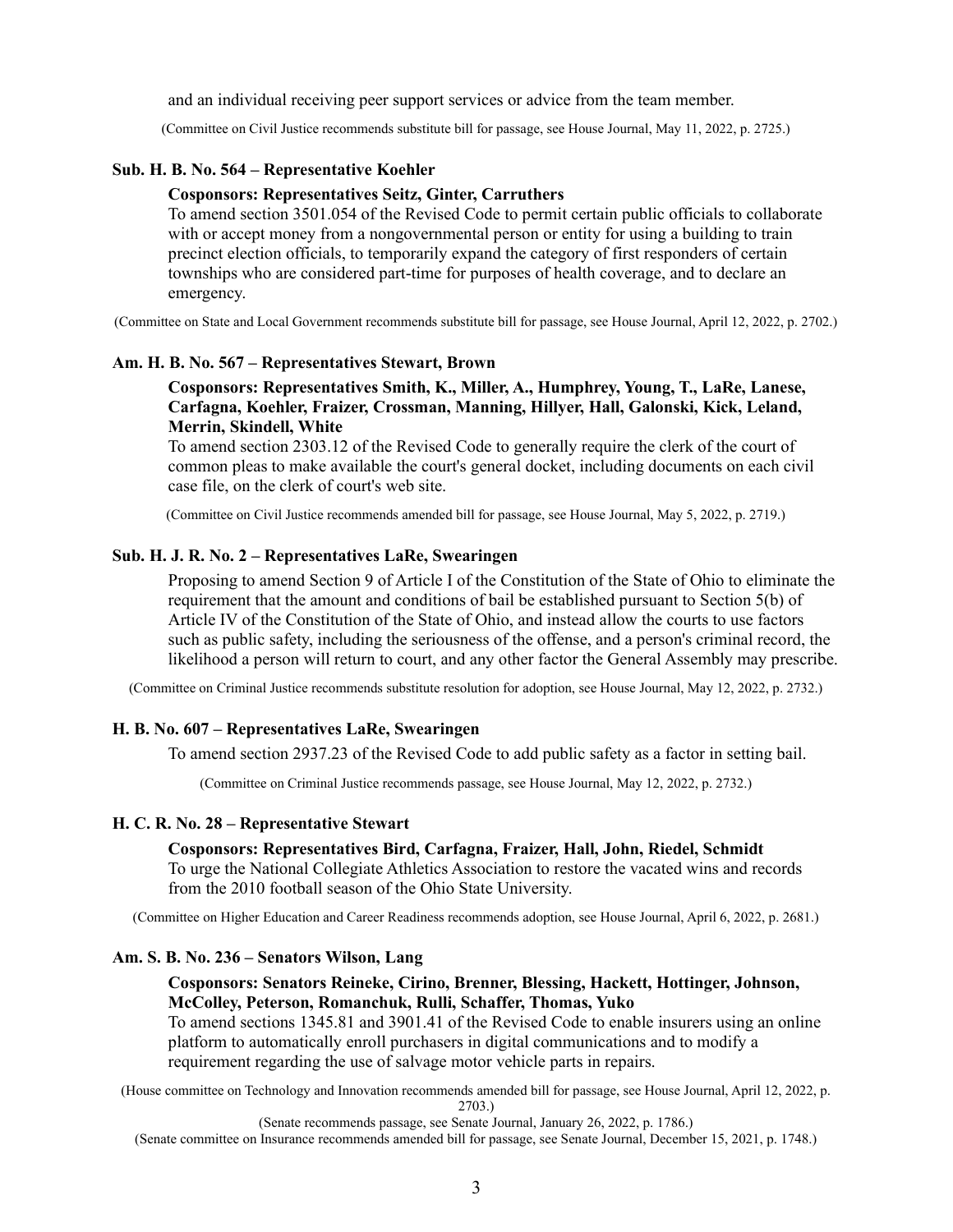and an individual receiving peer support services or advice from the team member.

(Committee on Civil Justice recommends substitute bill for passage, see House Journal, May 11, 2022, p. 2725.)

**Sub. H. B. No. 564 – Representative Koehler**

**Cosponsors: Representatives Seitz, Ginter, Carruthers**

To amend section 3501.054 of the Revised Code to permit certain public officials to collaborate with or accept money from a nongovernmental person or entity for using a building to train precinct election officials, to temporarily expand the category of first responders of certain townships who are considered part-time for purposes of health coverage, and to declare an emergency.

(Committee on State and Local Government recommends substitute bill for passage, see House Journal, April 12, 2022, p. 2702.)

**Am. H. B. No. 567 – Representatives Stewart, Brown**

**Cosponsors: Representatives Smith, K., Miller, A., Humphrey, Young, T., LaRe, Lanese, Carfagna, Koehler, Fraizer, Crossman, Manning, Hillyer, Hall, Galonski, Kick, Leland, Merrin, Skindell, White**

To amend section 2303.12 of the Revised Code to generally require the clerk of the court of common pleas to make available the court's general docket, including documents on each civil case file, on the clerk of court's web site.

(Committee on Civil Justice recommends amended bill for passage, see House Journal, May 5, 2022, p. 2719.)

**Sub. H. J. R. No. 2 – Representatives LaRe, Swearingen**

Proposing to amend Section 9 of Article I of the Constitution of the State of Ohio to eliminate the requirement that the amount and conditions of bail be established pursuant to Section 5(b) of Article IV of the Constitution of the State of Ohio, and instead allow the courts to use factors such as public safety, including the seriousness of the offense, and a person's criminal record, the likelihood a person will return to court, and any other factor the General Assembly may prescribe.

(Committee on Criminal Justice recommends substitute resolution for adoption, see House Journal, May 12, 2022, p. 2732.)

**H. B. No. 607 – Representatives LaRe, Swearingen**

To amend section 2937.23 of the Revised Code to add public safety as a factor in setting bail.

(Committee on Criminal Justice recommends passage, see House Journal, May 12, 2022, p. 2732.)

**H. C. R. No. 28 – Representative Stewart**

**Cosponsors: Representatives Bird, Carfagna, Fraizer, Hall, John, Riedel, Schmidt**

To urge the National Collegiate Athletics Association to restore the vacated wins and records from the 2010 football season of the Ohio State University.

(Committee on Higher Education and Career Readiness recommends adoption, see House Journal, April 6, 2022, p. 2681.)

**Am. S. B. No. 236 – Senators Wilson, Lang**

**Cosponsors: Senators Reineke, Cirino, Brenner, Blessing, Hackett, Hottinger, Johnson, McColley, Peterson, Romanchuk, Rulli, Schaffer, Thomas, Yuko**

To amend sections 1345.81 and 3901.41 of the Revised Code to enable insurers using an online platform to automatically enroll purchasers in digital communications and to modify a requirement regarding the use of salvage motor vehicle parts in repairs.

(House committee on Technology and Innovation recommends amended bill for passage, see House Journal, April 12, 2022, p. 2703.)

(Senate recommends passage, see Senate Journal, January 26, 2022, p. 1786.)

(Senate committee on Insurance recommends amended bill for passage, see Senate Journal, December 15, 2021, p. 1748.)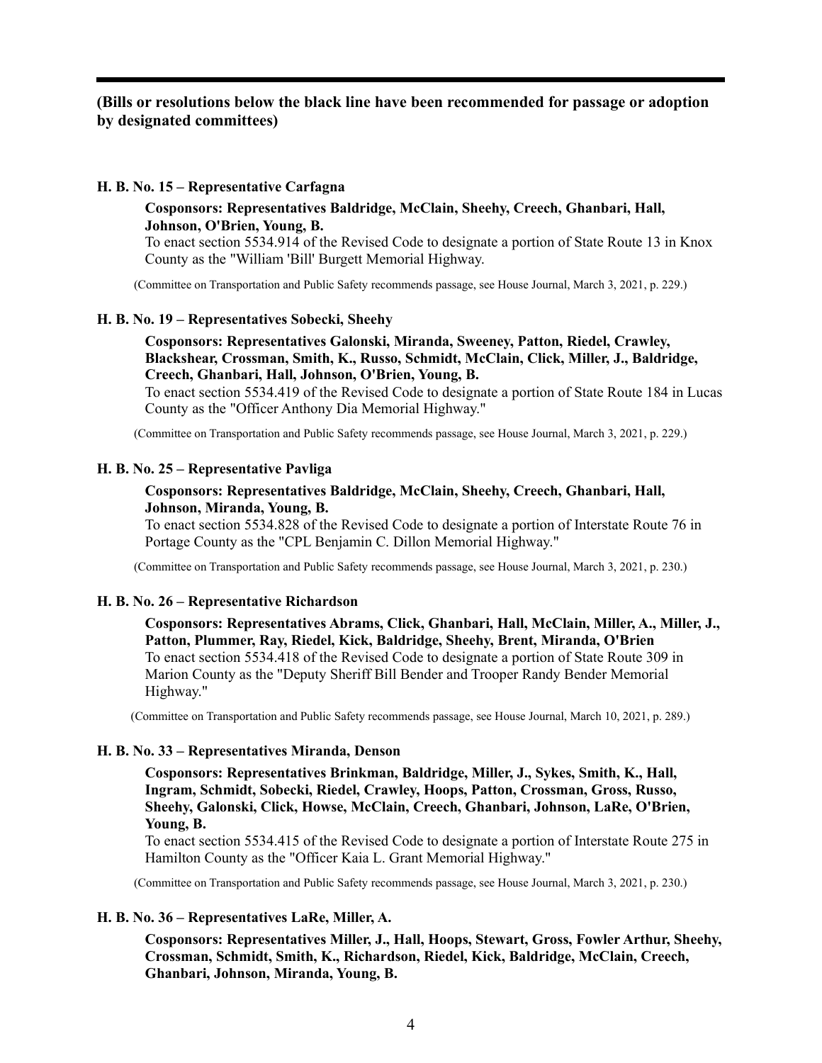---

**(Bills or resolutions below the black line have been recommended for passage or adoption by designated committees)**

**H. B. No. 15 – Representative Carfagna**

**Cosponsors: Representatives Baldridge, McClain, Sheehy, Creech, Ghanbari, Hall, Johnson, O'Brien, Young, B.**

To enact section 5534.914 of the Revised Code to designate a portion of State Route 13 in Knox County as the "William 'Bill' Burgett Memorial Highway.

(Committee on Transportation and Public Safety recommends passage, see House Journal, March 3, 2021, p. 229.)

**H. B. No. 19 – Representatives Sobecki, Sheehy**

**Cosponsors: Representatives Galonski, Miranda, Sweeney, Patton, Riedel, Crawley, Blackshear, Crossman, Smith, K., Russo, Schmidt, McClain, Click, Miller, J., Baldridge, Creech, Ghanbari, Hall, Johnson, O'Brien, Young, B.**

To enact section 5534.419 of the Revised Code to designate a portion of State Route 184 in Lucas County as the "Officer Anthony Dia Memorial Highway."

(Committee on Transportation and Public Safety recommends passage, see House Journal, March 3, 2021, p. 229.)

**H. B. No. 25 – Representative Pavliga**

**Cosponsors: Representatives Baldridge, McClain, Sheehy, Creech, Ghanbari, Hall, Johnson, Miranda, Young, B.**

To enact section 5534.828 of the Revised Code to designate a portion of Interstate Route 76 in Portage County as the "CPL Benjamin C. Dillon Memorial Highway."

(Committee on Transportation and Public Safety recommends passage, see House Journal, March 3, 2021, p. 230.)

**H. B. No. 26 – Representative Richardson**

**Cosponsors: Representatives Abrams, Click, Ghanbari, Hall, McClain, Miller, A., Miller, J., Patton, Plummer, Ray, Riedel, Kick, Baldridge, Sheehy, Brent, Miranda, O'Brien**

To enact section 5534.418 of the Revised Code to designate a portion of State Route 309 in Marion County as the "Deputy Sheriff Bill Bender and Trooper Randy Bender Memorial Highway."

(Committee on Transportation and Public Safety recommends passage, see House Journal, March 10, 2021, p. 289.)

**H. B. No. 33 – Representatives Miranda, Denson**

**Cosponsors: Representatives Brinkman, Baldridge, Miller, J., Sykes, Smith, K., Hall, Ingram, Schmidt, Sobecki, Riedel, Crawley, Hoops, Patton, Crossman, Gross, Russo, Sheehy, Galonski, Click, Howse, McClain, Creech, Ghanbari, Johnson, LaRe, O'Brien, Young, B.**

To enact section 5534.415 of the Revised Code to designate a portion of Interstate Route 275 in Hamilton County as the "Officer Kaia L. Grant Memorial Highway."

(Committee on Transportation and Public Safety recommends passage, see House Journal, March 3, 2021, p. 230.)

**H. B. No. 36 – Representatives LaRe, Miller, A.**

**Cosponsors: Representatives Miller, J., Hall, Hoops, Stewart, Gross, Fowler Arthur, Sheehy, Crossman, Schmidt, Smith, K., Richardson, Riedel, Kick, Baldridge, McClain, Creech, Ghanbari, Johnson, Miranda, Young, B.**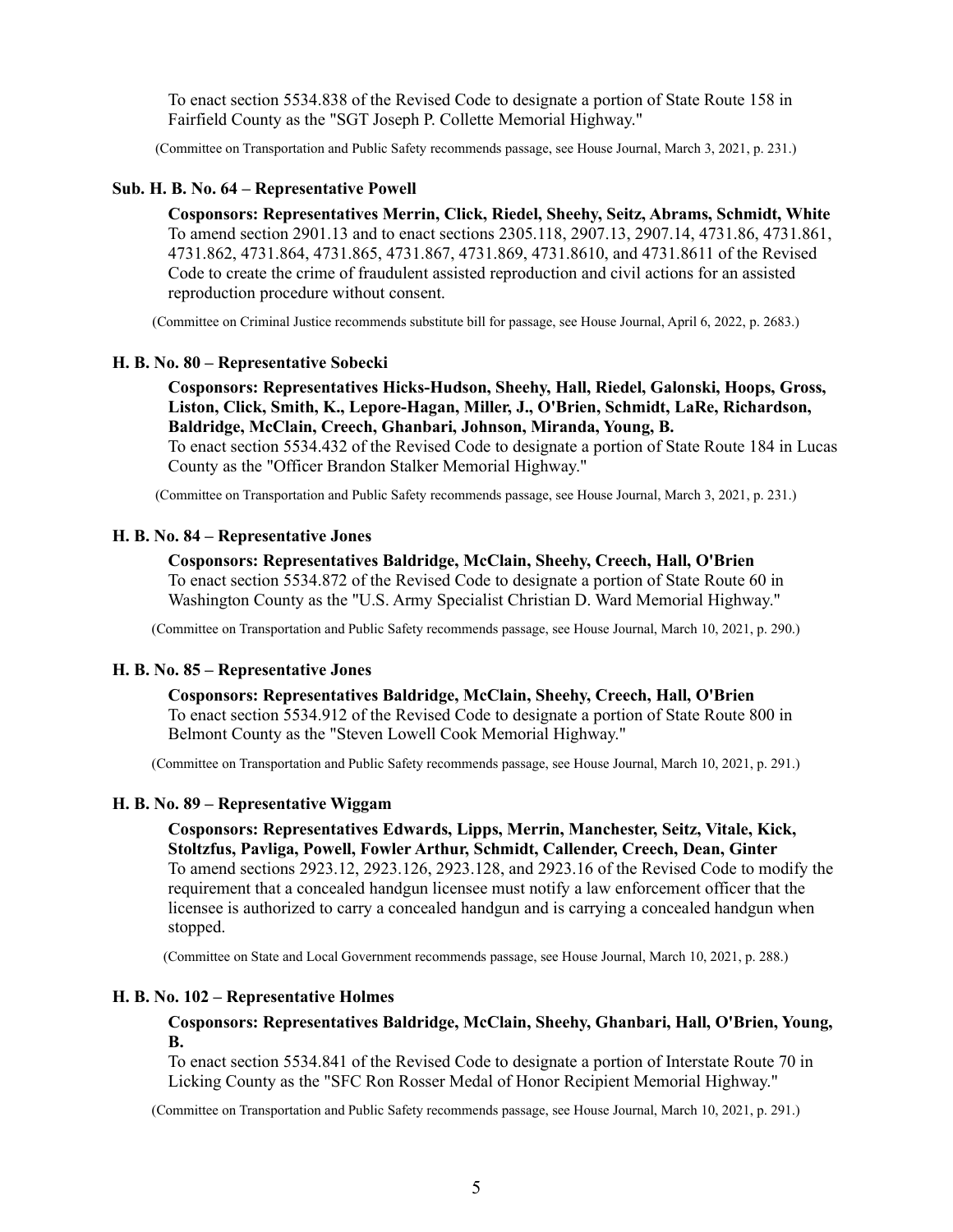To enact section 5534.838 of the Revised Code to designate a portion of State Route 158 in Fairfield County as the "SGT Joseph P. Collette Memorial Highway."

(Committee on Transportation and Public Safety recommends passage, see House Journal, March 3, 2021, p. 231.)

**Sub. H. B. No. 64 – Representative Powell**

**Cosponsors: Representatives Merrin, Click, Riedel, Sheehy, Seitz, Abrams, Schmidt, White**
To amend section 2901.13 and to enact sections 2305.118, 2907.13, 2907.14, 4731.86, 4731.861, 4731.862, 4731.864, 4731.865, 4731.867, 4731.869, 4731.8610, and 4731.8611 of the Revised Code to create the crime of fraudulent assisted reproduction and civil actions for an assisted reproduction procedure without consent.

(Committee on Criminal Justice recommends substitute bill for passage, see House Journal, April 6, 2022, p. 2683.)

**H. B. No. 80 – Representative Sobecki**

**Cosponsors: Representatives Hicks-Hudson, Sheehy, Hall, Riedel, Galonski, Hoops, Gross, Liston, Click, Smith, K., Lepore-Hagan, Miller, J., O'Brien, Schmidt, LaRe, Richardson, Baldridge, McClain, Creech, Ghanbari, Johnson, Miranda, Young, B.**
To enact section 5534.432 of the Revised Code to designate a portion of State Route 184 in Lucas County as the "Officer Brandon Stalker Memorial Highway."

(Committee on Transportation and Public Safety recommends passage, see House Journal, March 3, 2021, p. 231.)

**H. B. No. 84 – Representative Jones**

**Cosponsors: Representatives Baldridge, McClain, Sheehy, Creech, Hall, O'Brien**
To enact section 5534.872 of the Revised Code to designate a portion of State Route 60 in Washington County as the "U.S. Army Specialist Christian D. Ward Memorial Highway."

(Committee on Transportation and Public Safety recommends passage, see House Journal, March 10, 2021, p. 290.)

**H. B. No. 85 – Representative Jones**

**Cosponsors: Representatives Baldridge, McClain, Sheehy, Creech, Hall, O'Brien**
To enact section 5534.912 of the Revised Code to designate a portion of State Route 800 in Belmont County as the "Steven Lowell Cook Memorial Highway."

(Committee on Transportation and Public Safety recommends passage, see House Journal, March 10, 2021, p. 291.)

**H. B. No. 89 – Representative Wiggam**

**Cosponsors: Representatives Edwards, Lipps, Merrin, Manchester, Seitz, Vitale, Kick, Stoltzfus, Pavliga, Powell, Fowler Arthur, Schmidt, Callender, Creech, Dean, Ginter**
To amend sections 2923.12, 2923.126, 2923.128, and 2923.16 of the Revised Code to modify the requirement that a concealed handgun licensee must notify a law enforcement officer that the licensee is authorized to carry a concealed handgun and is carrying a concealed handgun when stopped.

(Committee on State and Local Government recommends passage, see House Journal, March 10, 2021, p. 288.)

**H. B. No. 102 – Representative Holmes**

**Cosponsors: Representatives Baldridge, McClain, Sheehy, Ghanbari, Hall, O'Brien, Young, B.**
To enact section 5534.841 of the Revised Code to designate a portion of Interstate Route 70 in Licking County as the "SFC Ron Rosser Medal of Honor Recipient Memorial Highway."

(Committee on Transportation and Public Safety recommends passage, see House Journal, March 10, 2021, p. 291.)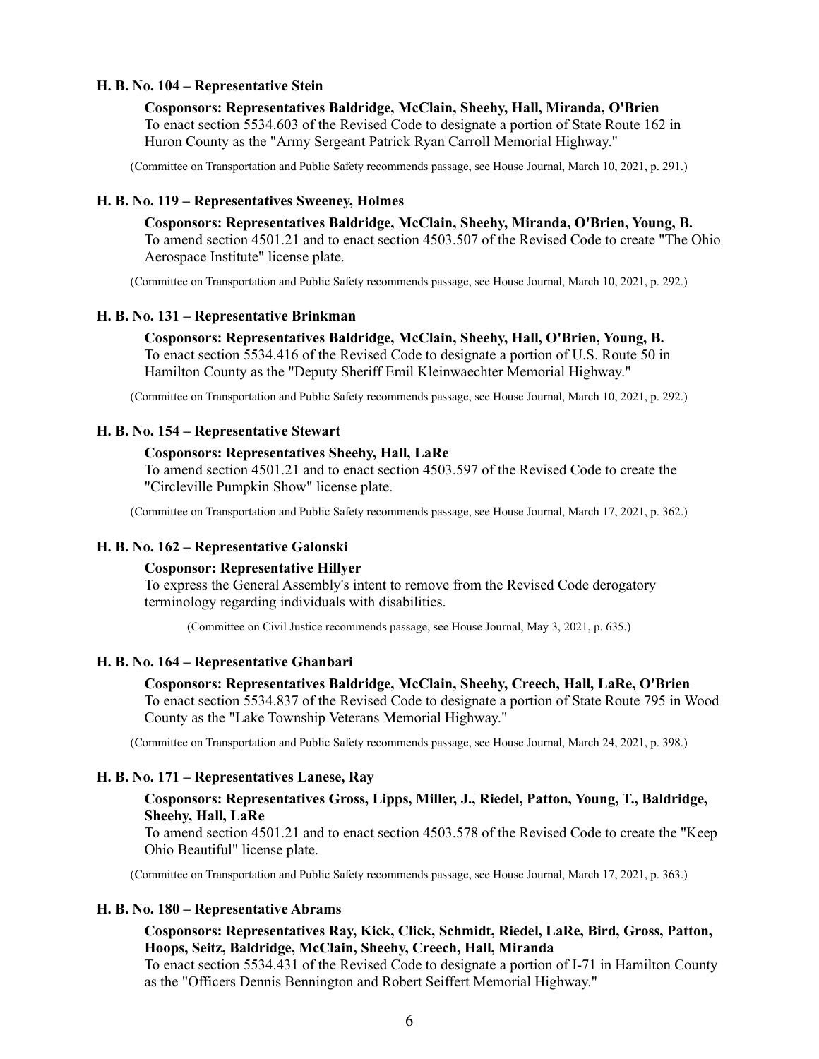**H. B. No. 104 – Representative Stein**

**Cosponsors: Representatives Baldridge, McClain, Sheehy, Hall, Miranda, O'Brien**
To enact section 5534.603 of the Revised Code to designate a portion of State Route 162 in Huron County as the "Army Sergeant Patrick Ryan Carroll Memorial Highway."

(Committee on Transportation and Public Safety recommends passage, see House Journal, March 10, 2021, p. 291.)

**H. B. No. 119 – Representatives Sweeney, Holmes**

**Cosponsors: Representatives Baldridge, McClain, Sheehy, Miranda, O'Brien, Young, B.**
To amend section 4501.21 and to enact section 4503.507 of the Revised Code to create "The Ohio Aerospace Institute" license plate.

(Committee on Transportation and Public Safety recommends passage, see House Journal, March 10, 2021, p. 292.)

**H. B. No. 131 – Representative Brinkman**

**Cosponsors: Representatives Baldridge, McClain, Sheehy, Hall, O'Brien, Young, B.**
To enact section 5534.416 of the Revised Code to designate a portion of U.S. Route 50 in Hamilton County as the "Deputy Sheriff Emil Kleinwaechter Memorial Highway."

(Committee on Transportation and Public Safety recommends passage, see House Journal, March 10, 2021, p. 292.)

**H. B. No. 154 – Representative Stewart**

**Cosponsors: Representatives Sheehy, Hall, LaRe**
To amend section 4501.21 and to enact section 4503.597 of the Revised Code to create the "Circleville Pumpkin Show" license plate.

(Committee on Transportation and Public Safety recommends passage, see House Journal, March 17, 2021, p. 362.)

**H. B. No. 162 – Representative Galonski**

**Cosponsor: Representative Hillyer**
To express the General Assembly's intent to remove from the Revised Code derogatory terminology regarding individuals with disabilities.

(Committee on Civil Justice recommends passage, see House Journal, May 3, 2021, p. 635.)

**H. B. No. 164 – Representative Ghanbari**

**Cosponsors: Representatives Baldridge, McClain, Sheehy, Creech, Hall, LaRe, O'Brien**
To enact section 5534.837 of the Revised Code to designate a portion of State Route 795 in Wood County as the "Lake Township Veterans Memorial Highway."

(Committee on Transportation and Public Safety recommends passage, see House Journal, March 24, 2021, p. 398.)

**H. B. No. 171 – Representatives Lanese, Ray**

**Cosponsors: Representatives Gross, Lipps, Miller, J., Riedel, Patton, Young, T., Baldridge, Sheehy, Hall, LaRe**
To amend section 4501.21 and to enact section 4503.578 of the Revised Code to create the "Keep Ohio Beautiful" license plate.

(Committee on Transportation and Public Safety recommends passage, see House Journal, March 17, 2021, p. 363.)

**H. B. No. 180 – Representative Abrams**

**Cosponsors: Representatives Ray, Kick, Click, Schmidt, Riedel, LaRe, Bird, Gross, Patton, Hoops, Seitz, Baldridge, McClain, Sheehy, Creech, Hall, Miranda**
To enact section 5534.431 of the Revised Code to designate a portion of I-71 in Hamilton County as the "Officers Dennis Bennington and Robert Seiffert Memorial Highway."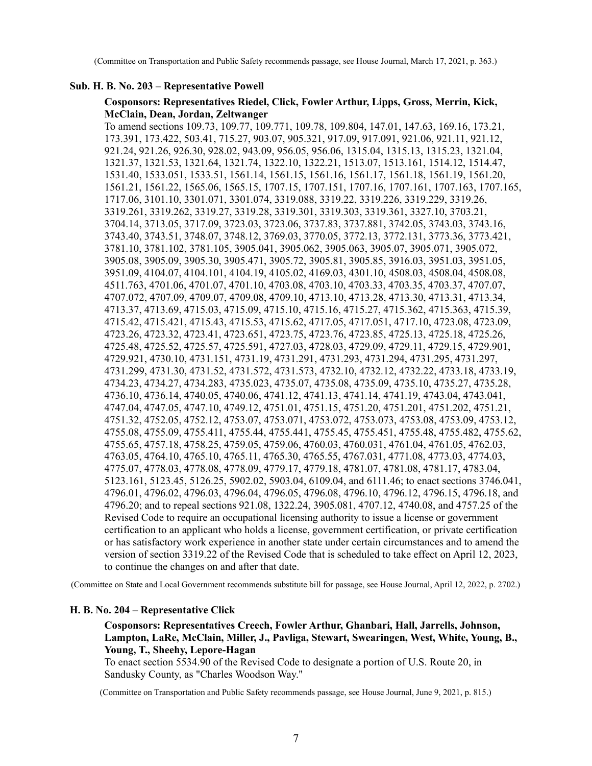(Committee on Transportation and Public Safety recommends passage, see House Journal, March 17, 2021, p. 363.)

**Sub. H. B. No. 203 – Representative Powell**

**Cosponsors: Representatives Riedel, Click, Fowler Arthur, Lipps, Gross, Merrin, Kick, McClain, Dean, Jordan, Zeltwanger**

To amend sections 109.73, 109.77, 109.771, 109.78, 109.804, 147.01, 147.63, 169.16, 173.21, 173.391, 173.422, 503.41, 715.27, 903.07, 905.321, 917.09, 917.091, 921.06, 921.11, 921.12, 921.24, 921.26, 926.30, 928.02, 943.09, 956.05, 956.06, 1315.04, 1315.13, 1315.23, 1321.04, 1321.37, 1321.53, 1321.64, 1321.74, 1322.10, 1322.21, 1513.07, 1513.161, 1514.12, 1514.47, 1531.40, 1533.051, 1533.51, 1561.14, 1561.15, 1561.16, 1561.17, 1561.18, 1561.19, 1561.20, 1561.21, 1561.22, 1565.06, 1565.15, 1707.15, 1707.151, 1707.16, 1707.161, 1707.163, 1707.165, 1717.06, 3101.10, 3301.071, 3301.074, 3319.088, 3319.22, 3319.226, 3319.229, 3319.26, 3319.261, 3319.262, 3319.27, 3319.28, 3319.301, 3319.303, 3319.361, 3327.10, 3703.21, 3704.14, 3713.05, 3717.09, 3723.03, 3723.06, 3737.83, 3737.881, 3742.05, 3743.03, 3743.16, 3743.40, 3743.51, 3748.07, 3748.12, 3769.03, 3770.05, 3772.13, 3772.131, 3773.36, 3773.421, 3781.10, 3781.102, 3781.105, 3905.041, 3905.062, 3905.063, 3905.07, 3905.071, 3905.072, 3905.08, 3905.09, 3905.30, 3905.471, 3905.72, 3905.81, 3905.85, 3916.03, 3951.03, 3951.05, 3951.09, 4104.07, 4104.101, 4104.19, 4105.02, 4169.03, 4301.10, 4508.03, 4508.04, 4508.08, 4511.763, 4701.06, 4701.07, 4701.10, 4703.08, 4703.10, 4703.33, 4703.35, 4703.37, 4707.07, 4707.072, 4707.09, 4709.07, 4709.08, 4709.10, 4713.10, 4713.28, 4713.30, 4713.31, 4713.34, 4713.37, 4713.69, 4715.03, 4715.09, 4715.10, 4715.16, 4715.27, 4715.362, 4715.363, 4715.39, 4715.42, 4715.421, 4715.43, 4715.53, 4715.62, 4717.05, 4717.051, 4717.10, 4723.08, 4723.09, 4723.26, 4723.32, 4723.41, 4723.651, 4723.75, 4723.76, 4723.85, 4725.13, 4725.18, 4725.26, 4725.48, 4725.52, 4725.57, 4725.591, 4727.03, 4728.03, 4729.09, 4729.11, 4729.15, 4729.901, 4729.921, 4730.10, 4731.151, 4731.19, 4731.291, 4731.293, 4731.294, 4731.295, 4731.297, 4731.299, 4731.30, 4731.52, 4731.572, 4731.573, 4732.10, 4732.12, 4732.22, 4733.18, 4733.19, 4734.23, 4734.27, 4734.283, 4735.023, 4735.07, 4735.08, 4735.09, 4735.10, 4735.27, 4735.28, 4736.10, 4736.14, 4740.05, 4740.06, 4741.12, 4741.13, 4741.14, 4741.19, 4743.04, 4743.041, 4747.04, 4747.05, 4747.10, 4749.12, 4751.01, 4751.15, 4751.20, 4751.201, 4751.202, 4751.21, 4751.32, 4752.05, 4752.12, 4753.07, 4753.071, 4753.072, 4753.073, 4753.08, 4753.09, 4753.12, 4755.08, 4755.09, 4755.411, 4755.44, 4755.441, 4755.45, 4755.451, 4755.48, 4755.482, 4755.62, 4755.65, 4757.18, 4758.25, 4759.05, 4759.06, 4760.03, 4760.031, 4761.04, 4761.05, 4762.03, 4763.05, 4764.10, 4765.10, 4765.11, 4765.30, 4765.55, 4767.031, 4771.08, 4773.03, 4774.03, 4775.07, 4778.03, 4778.08, 4778.09, 4779.17, 4779.18, 4781.07, 4781.08, 4781.17, 4783.04, 5123.161, 5123.45, 5126.25, 5902.02, 5903.04, 6109.04, and 6111.46; to enact sections 3746.041, 4796.01, 4796.02, 4796.03, 4796.04, 4796.05, 4796.08, 4796.10, 4796.12, 4796.15, 4796.18, and 4796.20; and to repeal sections 921.08, 1322.24, 3905.081, 4707.12, 4740.08, and 4757.25 of the Revised Code to require an occupational licensing authority to issue a license or government certification to an applicant who holds a license, government certification, or private certification or has satisfactory work experience in another state under certain circumstances and to amend the version of section 3319.22 of the Revised Code that is scheduled to take effect on April 12, 2023, to continue the changes on and after that date.

(Committee on State and Local Government recommends substitute bill for passage, see House Journal, April 12, 2022, p. 2702.)

**H. B. No. 204 – Representative Click**

**Cosponsors: Representatives Creech, Fowler Arthur, Ghanbari, Hall, Jarrells, Johnson, Lampton, LaRe, McClain, Miller, J., Pavliga, Stewart, Swearingen, West, White, Young, B., Young, T., Sheehy, Lepore-Hagan**

To enact section 5534.90 of the Revised Code to designate a portion of U.S. Route 20, in Sandusky County, as "Charles Woodson Way."

(Committee on Transportation and Public Safety recommends passage, see House Journal, June 9, 2021, p. 815.)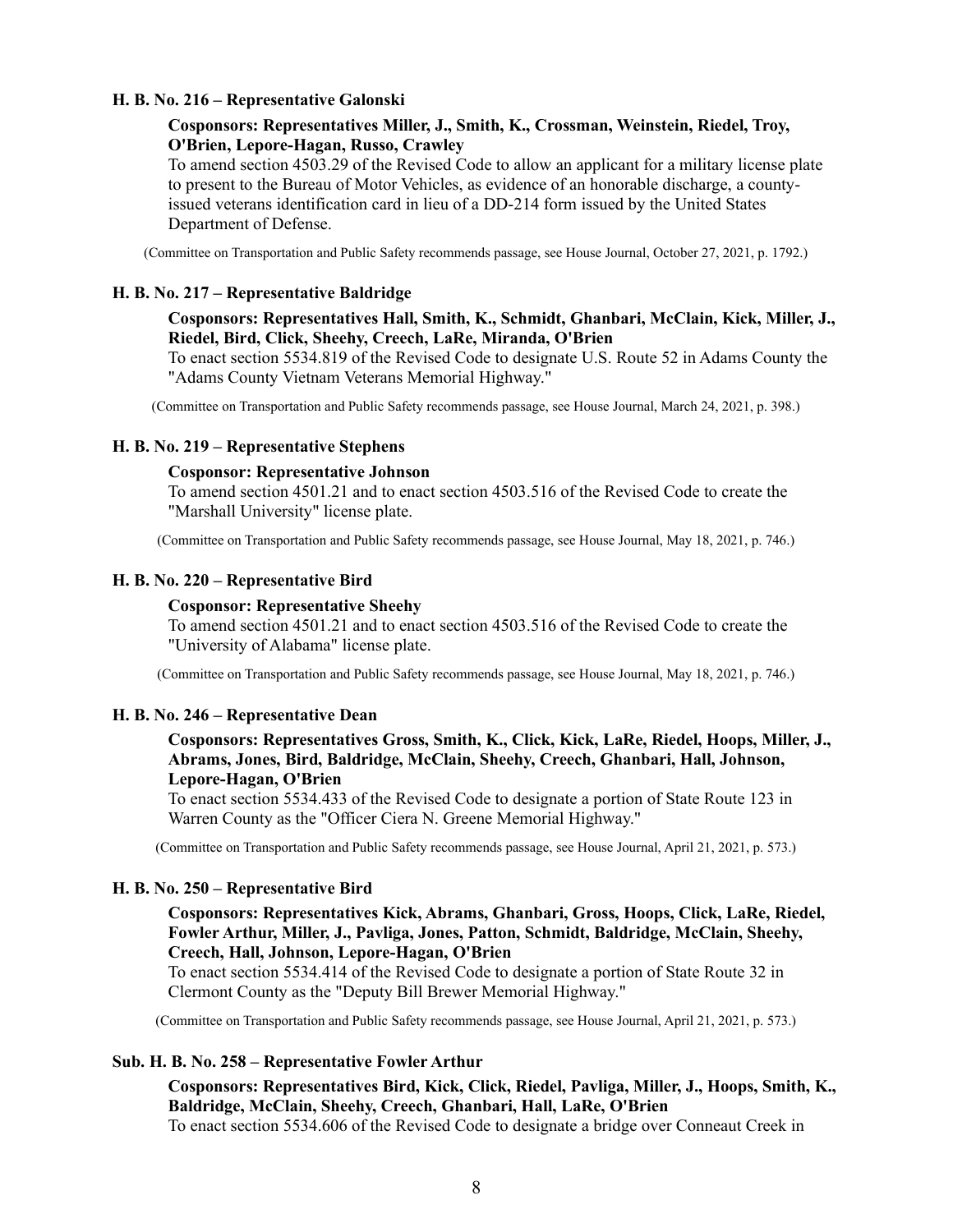**H. B. No. 216 – Representative Galonski**

**Cosponsors: Representatives Miller, J., Smith, K., Crossman, Weinstein, Riedel, Troy, O'Brien, Lepore-Hagan, Russo, Crawley**

To amend section 4503.29 of the Revised Code to allow an applicant for a military license plate to present to the Bureau of Motor Vehicles, as evidence of an honorable discharge, a county-issued veterans identification card in lieu of a DD-214 form issued by the United States Department of Defense.

(Committee on Transportation and Public Safety recommends passage, see House Journal, October 27, 2021, p. 1792.)

**H. B. No. 217 – Representative Baldridge**

**Cosponsors: Representatives Hall, Smith, K., Schmidt, Ghanbari, McClain, Kick, Miller, J., Riedel, Bird, Click, Sheehy, Creech, LaRe, Miranda, O'Brien**

To enact section 5534.819 of the Revised Code to designate U.S. Route 52 in Adams County the "Adams County Vietnam Veterans Memorial Highway."

(Committee on Transportation and Public Safety recommends passage, see House Journal, March 24, 2021, p. 398.)

**H. B. No. 219 – Representative Stephens**

**Cosponsor: Representative Johnson**

To amend section 4501.21 and to enact section 4503.516 of the Revised Code to create the "Marshall University" license plate.

(Committee on Transportation and Public Safety recommends passage, see House Journal, May 18, 2021, p. 746.)

**H. B. No. 220 – Representative Bird**

**Cosponsor: Representative Sheehy**

To amend section 4501.21 and to enact section 4503.516 of the Revised Code to create the "University of Alabama" license plate.

(Committee on Transportation and Public Safety recommends passage, see House Journal, May 18, 2021, p. 746.)

**H. B. No. 246 – Representative Dean**

**Cosponsors: Representatives Gross, Smith, K., Click, Kick, LaRe, Riedel, Hoops, Miller, J., Abrams, Jones, Bird, Baldridge, McClain, Sheehy, Creech, Ghanbari, Hall, Johnson, Lepore-Hagan, O'Brien**

To enact section 5534.433 of the Revised Code to designate a portion of State Route 123 in Warren County as the "Officer Ciera N. Greene Memorial Highway."

(Committee on Transportation and Public Safety recommends passage, see House Journal, April 21, 2021, p. 573.)

**H. B. No. 250 – Representative Bird**

**Cosponsors: Representatives Kick, Abrams, Ghanbari, Gross, Hoops, Click, LaRe, Riedel, Fowler Arthur, Miller, J., Pavliga, Jones, Patton, Schmidt, Baldridge, McClain, Sheehy, Creech, Hall, Johnson, Lepore-Hagan, O'Brien**

To enact section 5534.414 of the Revised Code to designate a portion of State Route 32 in Clermont County as the "Deputy Bill Brewer Memorial Highway."

(Committee on Transportation and Public Safety recommends passage, see House Journal, April 21, 2021, p. 573.)

**Sub. H. B. No. 258 – Representative Fowler Arthur**

**Cosponsors: Representatives Bird, Kick, Click, Riedel, Pavliga, Miller, J., Hoops, Smith, K., Baldridge, McClain, Sheehy, Creech, Ghanbari, Hall, LaRe, O'Brien**

To enact section 5534.606 of the Revised Code to designate a bridge over Conneaut Creek in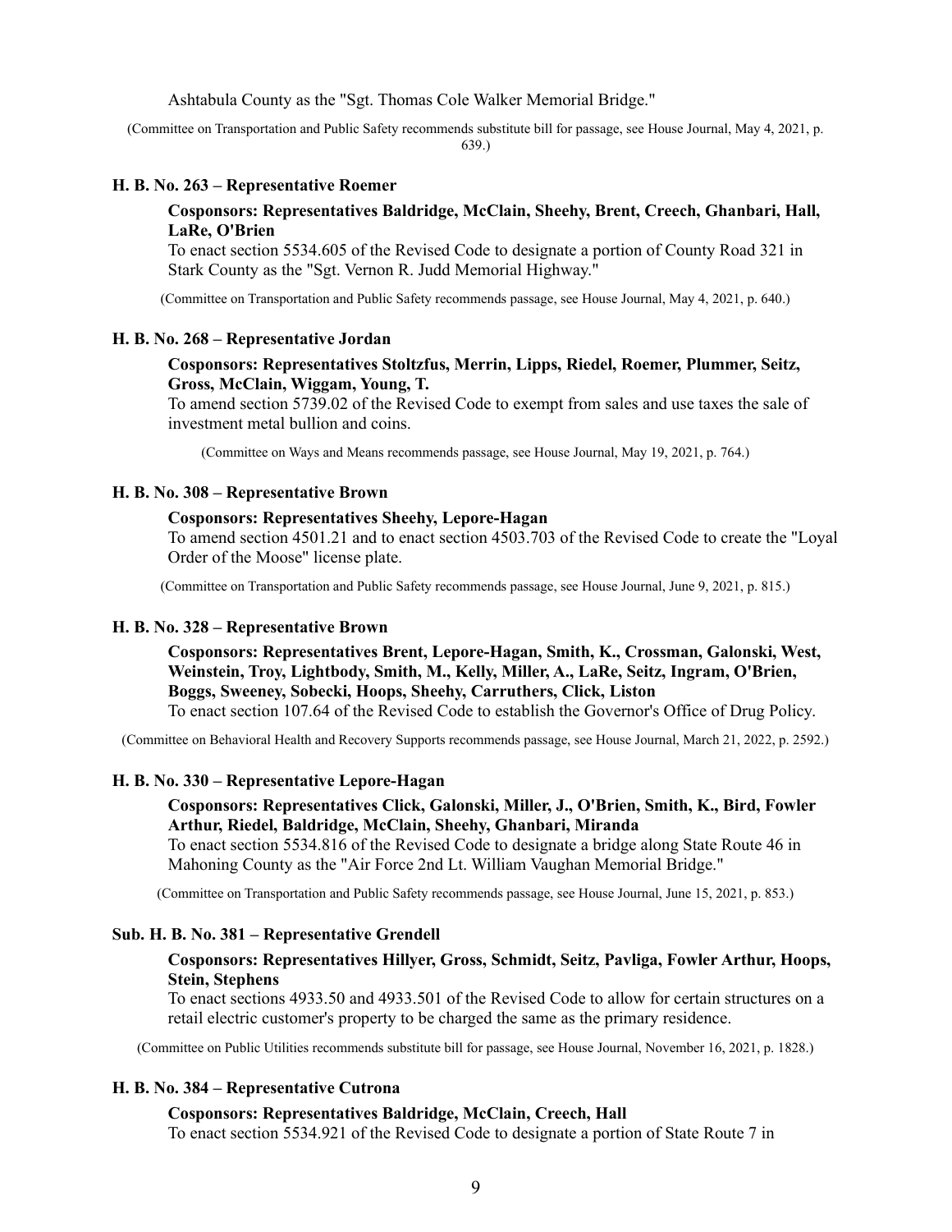Ashtabula County as the "Sgt. Thomas Cole Walker Memorial Bridge."

(Committee on Transportation and Public Safety recommends substitute bill for passage, see House Journal, May 4, 2021, p. 639.)

#### H. B. No. 263 – Representative Roemer

**Cosponsors: Representatives Baldridge, McClain, Sheehy, Brent, Creech, Ghanbari, Hall, LaRe, O'Brien**

To enact section 5534.605 of the Revised Code to designate a portion of County Road 321 in Stark County as the "Sgt. Vernon R. Judd Memorial Highway."

(Committee on Transportation and Public Safety recommends passage, see House Journal, May 4, 2021, p. 640.)

#### H. B. No. 268 – Representative Jordan

**Cosponsors: Representatives Stoltzfus, Merrin, Lipps, Riedel, Roemer, Plummer, Seitz, Gross, McClain, Wiggam, Young, T.**

To amend section 5739.02 of the Revised Code to exempt from sales and use taxes the sale of investment metal bullion and coins.

(Committee on Ways and Means recommends passage, see House Journal, May 19, 2021, p. 764.)

#### H. B. No. 308 – Representative Brown

**Cosponsors: Representatives Sheehy, Lepore-Hagan**

To amend section 4501.21 and to enact section 4503.703 of the Revised Code to create the "Loyal Order of the Moose" license plate.

(Committee on Transportation and Public Safety recommends passage, see House Journal, June 9, 2021, p. 815.)

#### H. B. No. 328 – Representative Brown

**Cosponsors: Representatives Brent, Lepore-Hagan, Smith, K., Crossman, Galonski, West, Weinstein, Troy, Lightbody, Smith, M., Kelly, Miller, A., LaRe, Seitz, Ingram, O'Brien, Boggs, Sweeney, Sobecki, Hoops, Sheehy, Carruthers, Click, Liston**

To enact section 107.64 of the Revised Code to establish the Governor's Office of Drug Policy.

(Committee on Behavioral Health and Recovery Supports recommends passage, see House Journal, March 21, 2022, p. 2592.)

#### H. B. No. 330 – Representative Lepore-Hagan

**Cosponsors: Representatives Click, Galonski, Miller, J., O'Brien, Smith, K., Bird, Fowler Arthur, Riedel, Baldridge, McClain, Sheehy, Ghanbari, Miranda**

To enact section 5534.816 of the Revised Code to designate a bridge along State Route 46 in Mahoning County as the "Air Force 2nd Lt. William Vaughan Memorial Bridge."

(Committee on Transportation and Public Safety recommends passage, see House Journal, June 15, 2021, p. 853.)

#### Sub. H. B. No. 381 – Representative Grendell

**Cosponsors: Representatives Hillyer, Gross, Schmidt, Seitz, Pavliga, Fowler Arthur, Hoops, Stein, Stephens**

To enact sections 4933.50 and 4933.501 of the Revised Code to allow for certain structures on a retail electric customer's property to be charged the same as the primary residence.

(Committee on Public Utilities recommends substitute bill for passage, see House Journal, November 16, 2021, p. 1828.)

#### H. B. No. 384 – Representative Cutrona

**Cosponsors: Representatives Baldridge, McClain, Creech, Hall**

To enact section 5534.921 of the Revised Code to designate a portion of State Route 7 in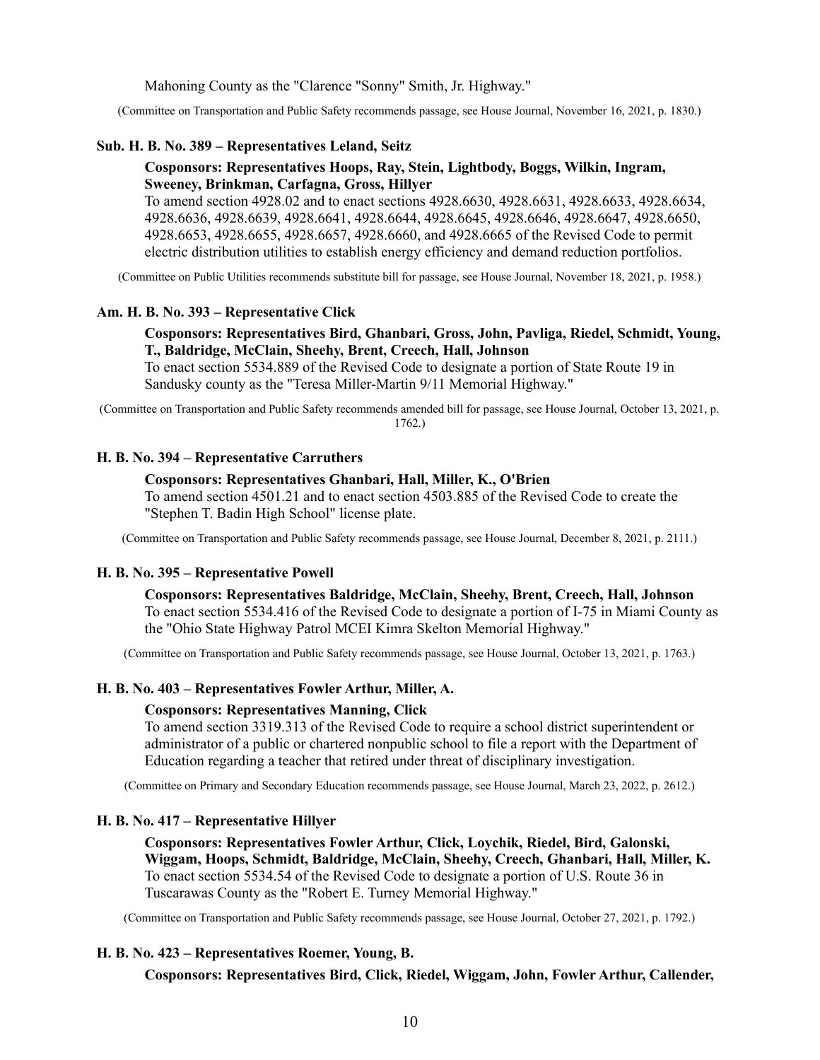Mahoning County as the "Clarence "Sonny" Smith, Jr. Highway."

(Committee on Transportation and Public Safety recommends passage, see House Journal, November 16, 2021, p. 1830.)

**Sub. H. B. No. 389 – Representatives Leland, Seitz**

**Cosponsors: Representatives Hoops, Ray, Stein, Lightbody, Boggs, Wilkin, Ingram, Sweeney, Brinkman, Carfagna, Gross, Hillyer**

To amend section 4928.02 and to enact sections 4928.6630, 4928.6631, 4928.6633, 4928.6634, 4928.6636, 4928.6639, 4928.6641, 4928.6644, 4928.6645, 4928.6646, 4928.6647, 4928.6650, 4928.6653, 4928.6655, 4928.6657, 4928.6660, and 4928.6665 of the Revised Code to permit electric distribution utilities to establish energy efficiency and demand reduction portfolios.

(Committee on Public Utilities recommends substitute bill for passage, see House Journal, November 18, 2021, p. 1958.)

**Am. H. B. No. 393 – Representative Click**

**Cosponsors: Representatives Bird, Ghanbari, Gross, John, Pavliga, Riedel, Schmidt, Young, T., Baldridge, McClain, Sheehy, Brent, Creech, Hall, Johnson**

To enact section 5534.889 of the Revised Code to designate a portion of State Route 19 in Sandusky county as the "Teresa Miller-Martin 9/11 Memorial Highway."

(Committee on Transportation and Public Safety recommends amended bill for passage, see House Journal, October 13, 2021, p. 1762.)

**H. B. No. 394 – Representative Carruthers**

**Cosponsors: Representatives Ghanbari, Hall, Miller, K., O'Brien**

To amend section 4501.21 and to enact section 4503.885 of the Revised Code to create the "Stephen T. Badin High School" license plate.

(Committee on Transportation and Public Safety recommends passage, see House Journal, December 8, 2021, p. 2111.)

**H. B. No. 395 – Representative Powell**

**Cosponsors: Representatives Baldridge, McClain, Sheehy, Brent, Creech, Hall, Johnson**

To enact section 5534.416 of the Revised Code to designate a portion of I-75 in Miami County as the "Ohio State Highway Patrol MCEI Kimra Skelton Memorial Highway."

(Committee on Transportation and Public Safety recommends passage, see House Journal, October 13, 2021, p. 1763.)

**H. B. No. 403 – Representatives Fowler Arthur, Miller, A.**

**Cosponsors: Representatives Manning, Click**

To amend section 3319.313 of the Revised Code to require a school district superintendent or administrator of a public or chartered nonpublic school to file a report with the Department of Education regarding a teacher that retired under threat of disciplinary investigation.

(Committee on Primary and Secondary Education recommends passage, see House Journal, March 23, 2022, p. 2612.)

**H. B. No. 417 – Representative Hillyer**

**Cosponsors: Representatives Fowler Arthur, Click, Loychik, Riedel, Bird, Galonski, Wiggam, Hoops, Schmidt, Baldridge, McClain, Sheehy, Creech, Ghanbari, Hall, Miller, K.**

To enact section 5534.54 of the Revised Code to designate a portion of U.S. Route 36 in Tuscarawas County as the "Robert E. Turney Memorial Highway."

(Committee on Transportation and Public Safety recommends passage, see House Journal, October 27, 2021, p. 1792.)

**H. B. No. 423 – Representatives Roemer, Young, B.**

**Cosponsors: Representatives Bird, Click, Riedel, Wiggam, John, Fowler Arthur, Callender,**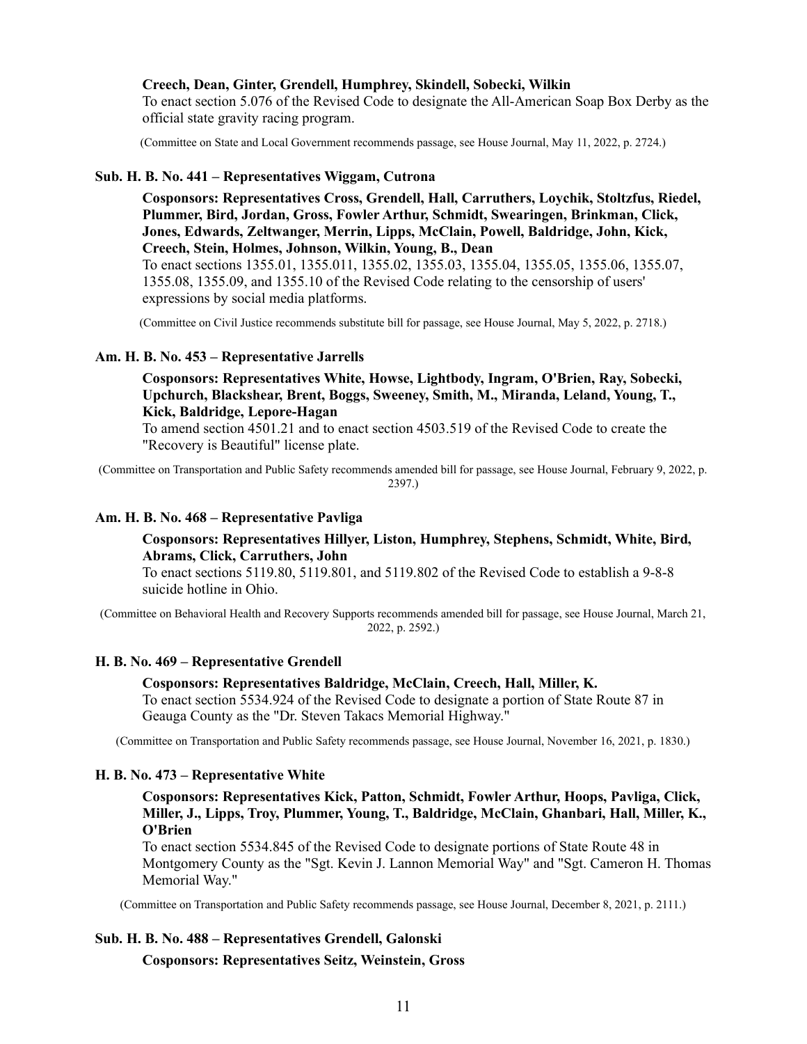**Creech, Dean, Ginter, Grendell, Humphrey, Skindell, Sobecki, Wilkin**

To enact section 5.076 of the Revised Code to designate the All-American Soap Box Derby as the official state gravity racing program.

(Committee on State and Local Government recommends passage, see House Journal, May 11, 2022, p. 2724.)

### Sub. H. B. No. 441 – Representatives Wiggam, Cutrona

**Cosponsors: Representatives Cross, Grendell, Hall, Carruthers, Loychik, Stoltzfus, Riedel, Plummer, Bird, Jordan, Gross, Fowler Arthur, Schmidt, Swearingen, Brinkman, Click, Jones, Edwards, Zeltwanger, Merrin, Lipps, McClain, Powell, Baldridge, John, Kick, Creech, Stein, Holmes, Johnson, Wilkin, Young, B., Dean**

To enact sections 1355.01, 1355.011, 1355.02, 1355.03, 1355.04, 1355.05, 1355.06, 1355.07, 1355.08, 1355.09, and 1355.10 of the Revised Code relating to the censorship of users' expressions by social media platforms.

(Committee on Civil Justice recommends substitute bill for passage, see House Journal, May 5, 2022, p. 2718.)

### Am. H. B. No. 453 – Representative Jarrells

**Cosponsors: Representatives White, Howse, Lightbody, Ingram, O'Brien, Ray, Sobecki, Upchurch, Blackshear, Brent, Boggs, Sweeney, Smith, M., Miranda, Leland, Young, T., Kick, Baldridge, Lepore-Hagan**

To amend section 4501.21 and to enact section 4503.519 of the Revised Code to create the "Recovery is Beautiful" license plate.

(Committee on Transportation and Public Safety recommends amended bill for passage, see House Journal, February 9, 2022, p. 2397.)

### Am. H. B. No. 468 – Representative Pavliga

**Cosponsors: Representatives Hillyer, Liston, Humphrey, Stephens, Schmidt, White, Bird, Abrams, Click, Carruthers, John**

To enact sections 5119.80, 5119.801, and 5119.802 of the Revised Code to establish a 9-8-8 suicide hotline in Ohio.

(Committee on Behavioral Health and Recovery Supports recommends amended bill for passage, see House Journal, March 21, 2022, p. 2592.)

### H. B. No. 469 – Representative Grendell

**Cosponsors: Representatives Baldridge, McClain, Creech, Hall, Miller, K.**

To enact section 5534.924 of the Revised Code to designate a portion of State Route 87 in Geauga County as the "Dr. Steven Takacs Memorial Highway."

(Committee on Transportation and Public Safety recommends passage, see House Journal, November 16, 2021, p. 1830.)

### H. B. No. 473 – Representative White

**Cosponsors: Representatives Kick, Patton, Schmidt, Fowler Arthur, Hoops, Pavliga, Click, Miller, J., Lipps, Troy, Plummer, Young, T., Baldridge, McClain, Ghanbari, Hall, Miller, K., O'Brien**

To enact section 5534.845 of the Revised Code to designate portions of State Route 48 in Montgomery County as the "Sgt. Kevin J. Lannon Memorial Way" and "Sgt. Cameron H. Thomas Memorial Way."

(Committee on Transportation and Public Safety recommends passage, see House Journal, December 8, 2021, p. 2111.)

### Sub. H. B. No. 488 – Representatives Grendell, Galonski

**Cosponsors: Representatives Seitz, Weinstein, Gross**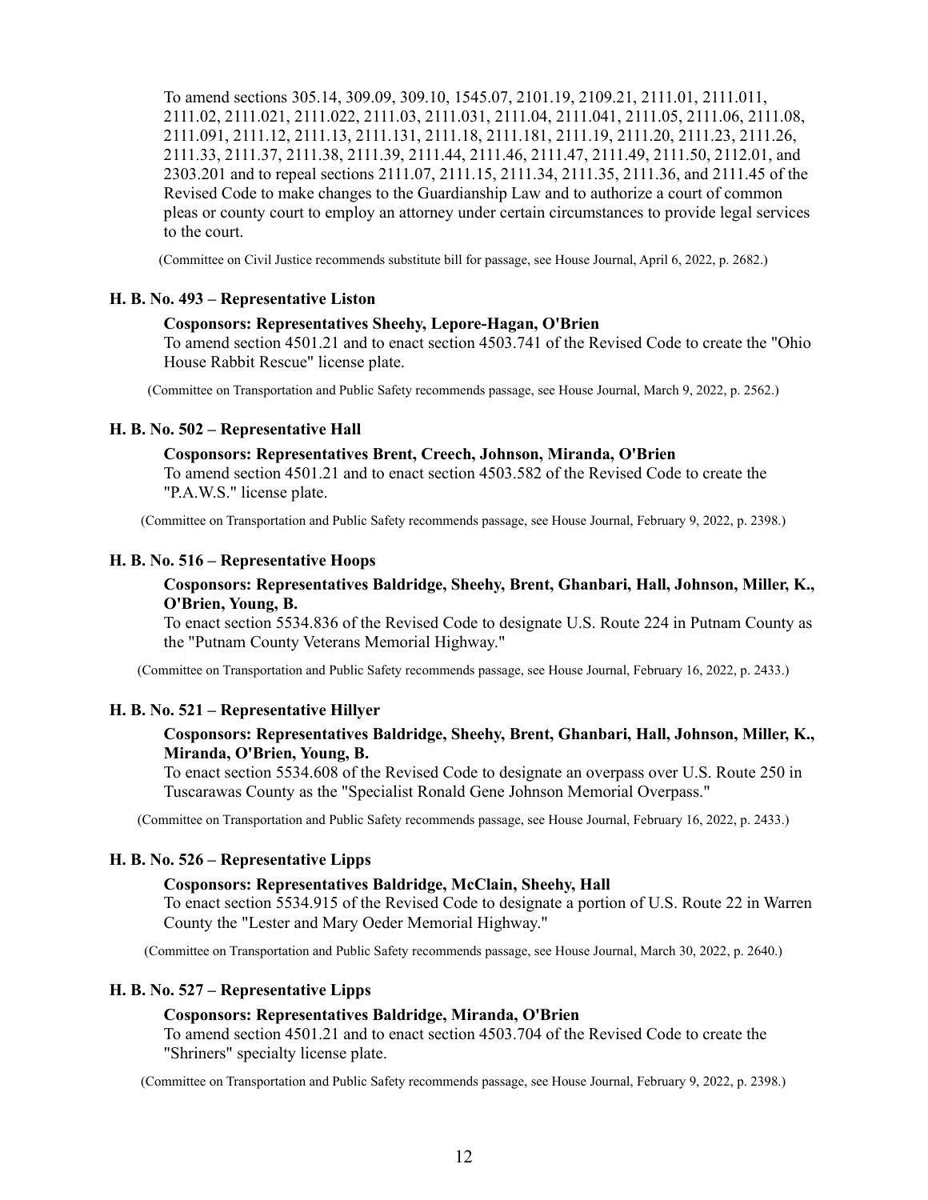To amend sections 305.14, 309.09, 309.10, 1545.07, 2101.19, 2109.21, 2111.01, 2111.011, 2111.02, 2111.021, 2111.022, 2111.03, 2111.031, 2111.04, 2111.041, 2111.05, 2111.06, 2111.08, 2111.091, 2111.12, 2111.13, 2111.131, 2111.18, 2111.181, 2111.19, 2111.20, 2111.23, 2111.26, 2111.33, 2111.37, 2111.38, 2111.39, 2111.44, 2111.46, 2111.47, 2111.49, 2111.50, 2112.01, and 2303.201 and to repeal sections 2111.07, 2111.15, 2111.34, 2111.35, 2111.36, and 2111.45 of the Revised Code to make changes to the Guardianship Law and to authorize a court of common pleas or county court to employ an attorney under certain circumstances to provide legal services to the court.

(Committee on Civil Justice recommends substitute bill for passage, see House Journal, April 6, 2022, p. 2682.)

**H. B. No. 493 – Representative Liston**

**Cosponsors: Representatives Sheehy, Lepore-Hagan, O'Brien**

To amend section 4501.21 and to enact section 4503.741 of the Revised Code to create the "Ohio House Rabbit Rescue" license plate.

(Committee on Transportation and Public Safety recommends passage, see House Journal, March 9, 2022, p. 2562.)

**H. B. No. 502 – Representative Hall**

**Cosponsors: Representatives Brent, Creech, Johnson, Miranda, O'Brien**

To amend section 4501.21 and to enact section 4503.582 of the Revised Code to create the "P.A.W.S." license plate.

(Committee on Transportation and Public Safety recommends passage, see House Journal, February 9, 2022, p. 2398.)

**H. B. No. 516 – Representative Hoops**

**Cosponsors: Representatives Baldridge, Sheehy, Brent, Ghanbari, Hall, Johnson, Miller, K., O'Brien, Young, B.**

To enact section 5534.836 of the Revised Code to designate U.S. Route 224 in Putnam County as the "Putnam County Veterans Memorial Highway."

(Committee on Transportation and Public Safety recommends passage, see House Journal, February 16, 2022, p. 2433.)

**H. B. No. 521 – Representative Hillyer**

**Cosponsors: Representatives Baldridge, Sheehy, Brent, Ghanbari, Hall, Johnson, Miller, K., Miranda, O'Brien, Young, B.**

To enact section 5534.608 of the Revised Code to designate an overpass over U.S. Route 250 in Tuscarawas County as the "Specialist Ronald Gene Johnson Memorial Overpass."

(Committee on Transportation and Public Safety recommends passage, see House Journal, February 16, 2022, p. 2433.)

**H. B. No. 526 – Representative Lipps**

**Cosponsors: Representatives Baldridge, McClain, Sheehy, Hall**

To enact section 5534.915 of the Revised Code to designate a portion of U.S. Route 22 in Warren County the "Lester and Mary Oeder Memorial Highway."

(Committee on Transportation and Public Safety recommends passage, see House Journal, March 30, 2022, p. 2640.)

**H. B. No. 527 – Representative Lipps**

**Cosponsors: Representatives Baldridge, Miranda, O'Brien**

To amend section 4501.21 and to enact section 4503.704 of the Revised Code to create the "Shriners" specialty license plate.

(Committee on Transportation and Public Safety recommends passage, see House Journal, February 9, 2022, p. 2398.)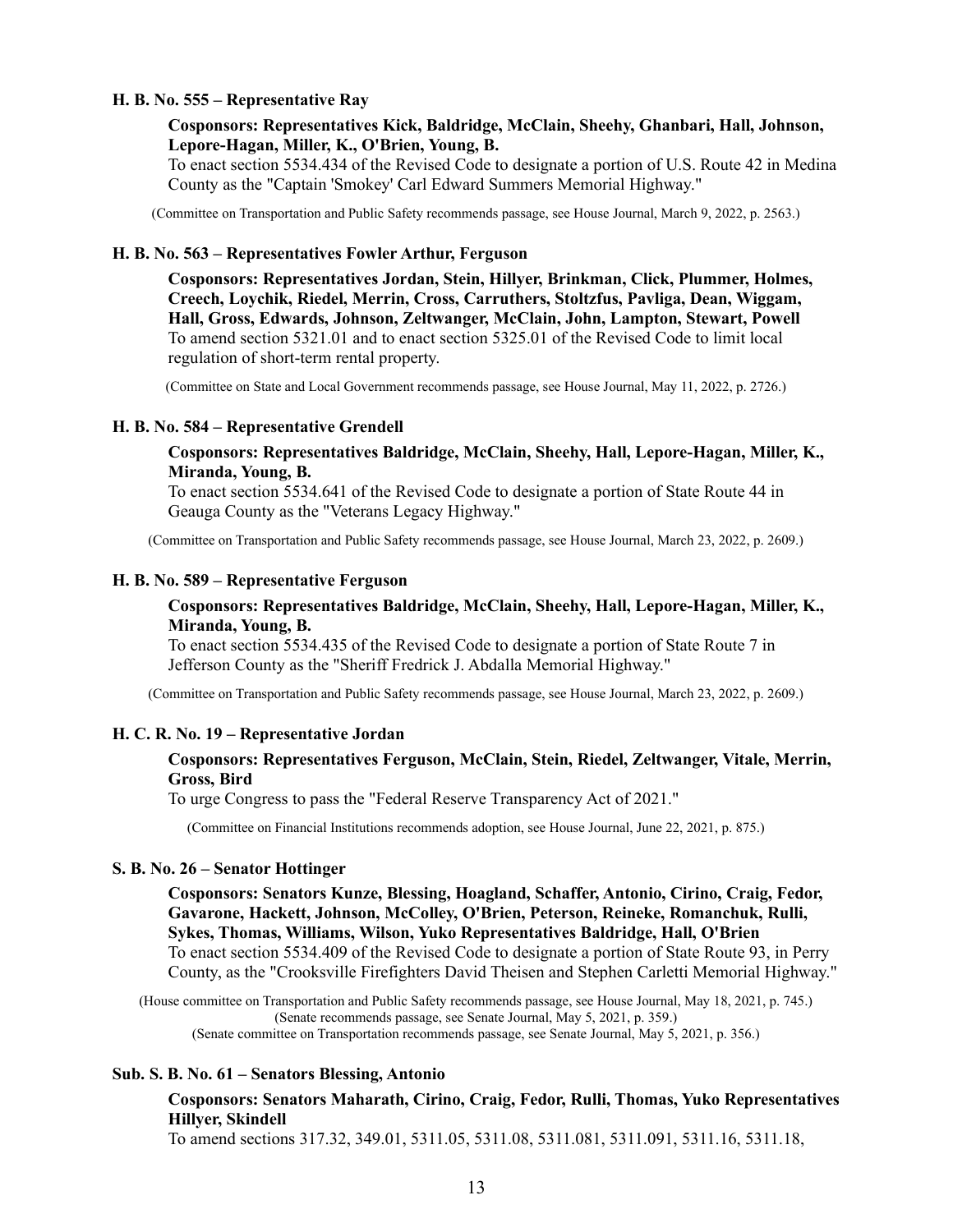**H. B. No. 555 – Representative Ray**

**Cosponsors: Representatives Kick, Baldridge, McClain, Sheehy, Ghanbari, Hall, Johnson, Lepore-Hagan, Miller, K., O'Brien, Young, B.**
To enact section 5534.434 of the Revised Code to designate a portion of U.S. Route 42 in Medina County as the "Captain 'Smokey' Carl Edward Summers Memorial Highway."

(Committee on Transportation and Public Safety recommends passage, see House Journal, March 9, 2022, p. 2563.)

**H. B. No. 563 – Representatives Fowler Arthur, Ferguson**

**Cosponsors: Representatives Jordan, Stein, Hillyer, Brinkman, Click, Plummer, Holmes, Creech, Loychik, Riedel, Merrin, Cross, Carruthers, Stoltzfus, Pavliga, Dean, Wiggam, Hall, Gross, Edwards, Johnson, Zeltwanger, McClain, John, Lampton, Stewart, Powell**
To amend section 5321.01 and to enact section 5325.01 of the Revised Code to limit local regulation of short-term rental property.

(Committee on State and Local Government recommends passage, see House Journal, May 11, 2022, p. 2726.)

**H. B. No. 584 – Representative Grendell**

**Cosponsors: Representatives Baldridge, McClain, Sheehy, Hall, Lepore-Hagan, Miller, K., Miranda, Young, B.**
To enact section 5534.641 of the Revised Code to designate a portion of State Route 44 in Geauga County as the "Veterans Legacy Highway."

(Committee on Transportation and Public Safety recommends passage, see House Journal, March 23, 2022, p. 2609.)

**H. B. No. 589 – Representative Ferguson**

**Cosponsors: Representatives Baldridge, McClain, Sheehy, Hall, Lepore-Hagan, Miller, K., Miranda, Young, B.**
To enact section 5534.435 of the Revised Code to designate a portion of State Route 7 in Jefferson County as the "Sheriff Fredrick J. Abdalla Memorial Highway."

(Committee on Transportation and Public Safety recommends passage, see House Journal, March 23, 2022, p. 2609.)

**H. C. R. No. 19 – Representative Jordan**

**Cosponsors: Representatives Ferguson, McClain, Stein, Riedel, Zeltwanger, Vitale, Merrin, Gross, Bird**
To urge Congress to pass the "Federal Reserve Transparency Act of 2021."

(Committee on Financial Institutions recommends adoption, see House Journal, June 22, 2021, p. 875.)

**S. B. No. 26 – Senator Hottinger**

**Cosponsors: Senators Kunze, Blessing, Hoagland, Schaffer, Antonio, Cirino, Craig, Fedor, Gavarone, Hackett, Johnson, McColley, O'Brien, Peterson, Reineke, Romanchuk, Rulli, Sykes, Thomas, Williams, Wilson, Yuko Representatives Baldridge, Hall, O'Brien**
To enact section 5534.409 of the Revised Code to designate a portion of State Route 93, in Perry County, as the "Crooksville Firefighters David Theisen and Stephen Carletti Memorial Highway."

(House committee on Transportation and Public Safety recommends passage, see House Journal, May 18, 2021, p. 745.)
(Senate recommends passage, see Senate Journal, May 5, 2021, p. 359.)
(Senate committee on Transportation recommends passage, see Senate Journal, May 5, 2021, p. 356.)

**Sub. S. B. No. 61 – Senators Blessing, Antonio**

**Cosponsors: Senators Maharath, Cirino, Craig, Fedor, Rulli, Thomas, Yuko Representatives Hillyer, Skindell**
To amend sections 317.32, 349.01, 5311.05, 5311.08, 5311.081, 5311.091, 5311.16, 5311.18,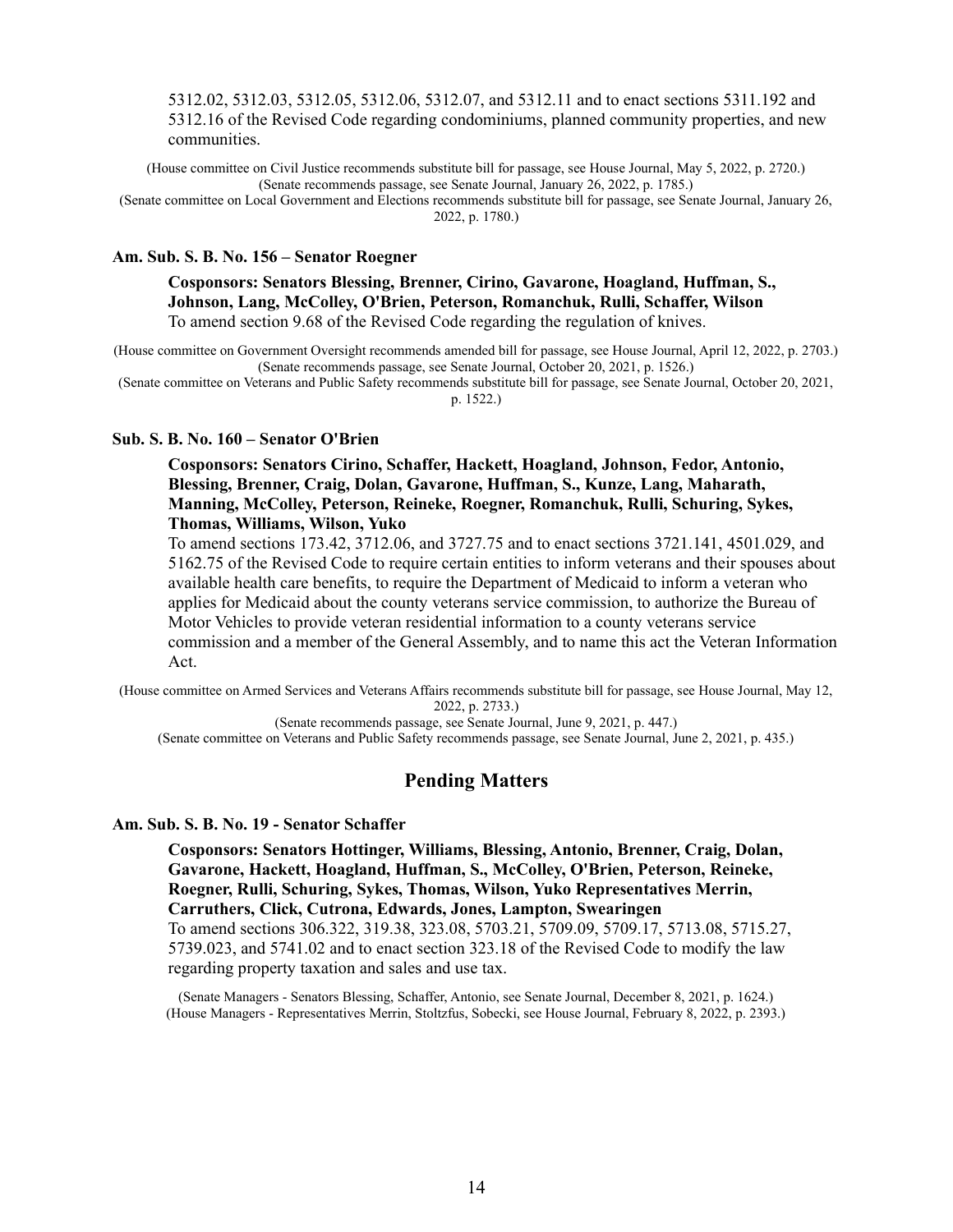5312.02, 5312.03, 5312.05, 5312.06, 5312.07, and 5312.11 and to enact sections 5311.192 and 5312.16 of the Revised Code regarding condominiums, planned community properties, and new communities.

(House committee on Civil Justice recommends substitute bill for passage, see House Journal, May 5, 2022, p. 2720.)
(Senate recommends passage, see Senate Journal, January 26, 2022, p. 1785.)
(Senate committee on Local Government and Elections recommends substitute bill for passage, see Senate Journal, January 26, 2022, p. 1780.)

**Am. Sub. S. B. No. 156 – Senator Roegner**

**Cosponsors: Senators Blessing, Brenner, Cirino, Gavarone, Hoagland, Huffman, S., Johnson, Lang, McColley, O'Brien, Peterson, Romanchuk, Rulli, Schaffer, Wilson**
To amend section 9.68 of the Revised Code regarding the regulation of knives.

(House committee on Government Oversight recommends amended bill for passage, see House Journal, April 12, 2022, p. 2703.)
(Senate recommends passage, see Senate Journal, October 20, 2021, p. 1526.)
(Senate committee on Veterans and Public Safety recommends substitute bill for passage, see Senate Journal, October 20, 2021, p. 1522.)

**Sub. S. B. No. 160 – Senator O'Brien**

**Cosponsors: Senators Cirino, Schaffer, Hackett, Hoagland, Johnson, Fedor, Antonio, Blessing, Brenner, Craig, Dolan, Gavarone, Huffman, S., Kunze, Lang, Maharath, Manning, McColley, Peterson, Reineke, Roegner, Romanchuk, Rulli, Schuring, Sykes, Thomas, Williams, Wilson, Yuko**
To amend sections 173.42, 3712.06, and 3727.75 and to enact sections 3721.141, 4501.029, and 5162.75 of the Revised Code to require certain entities to inform veterans and their spouses about available health care benefits, to require the Department of Medicaid to inform a veteran who applies for Medicaid about the county veterans service commission, to authorize the Bureau of Motor Vehicles to provide veteran residential information to a county veterans service commission and a member of the General Assembly, and to name this act the Veteran Information Act.

(House committee on Armed Services and Veterans Affairs recommends substitute bill for passage, see House Journal, May 12, 2022, p. 2733.)
(Senate recommends passage, see Senate Journal, June 9, 2021, p. 447.)
(Senate committee on Veterans and Public Safety recommends passage, see Senate Journal, June 2, 2021, p. 435.)

## Pending Matters

**Am. Sub. S. B. No. 19 - Senator Schaffer**

**Cosponsors: Senators Hottinger, Williams, Blessing, Antonio, Brenner, Craig, Dolan, Gavarone, Hackett, Hoagland, Huffman, S., McColley, O'Brien, Peterson, Reineke, Roegner, Rulli, Schuring, Sykes, Thomas, Wilson, Yuko Representatives Merrin, Carruthers, Click, Cutrona, Edwards, Jones, Lampton, Swearingen**
To amend sections 306.322, 319.38, 323.08, 5703.21, 5709.09, 5709.17, 5713.08, 5715.27, 5739.023, and 5741.02 and to enact section 323.18 of the Revised Code to modify the law regarding property taxation and sales and use tax.

(Senate Managers - Senators Blessing, Schaffer, Antonio, see Senate Journal, December 8, 2021, p. 1624.)
(House Managers - Representatives Merrin, Stoltzfus, Sobecki, see House Journal, February 8, 2022, p. 2393.)